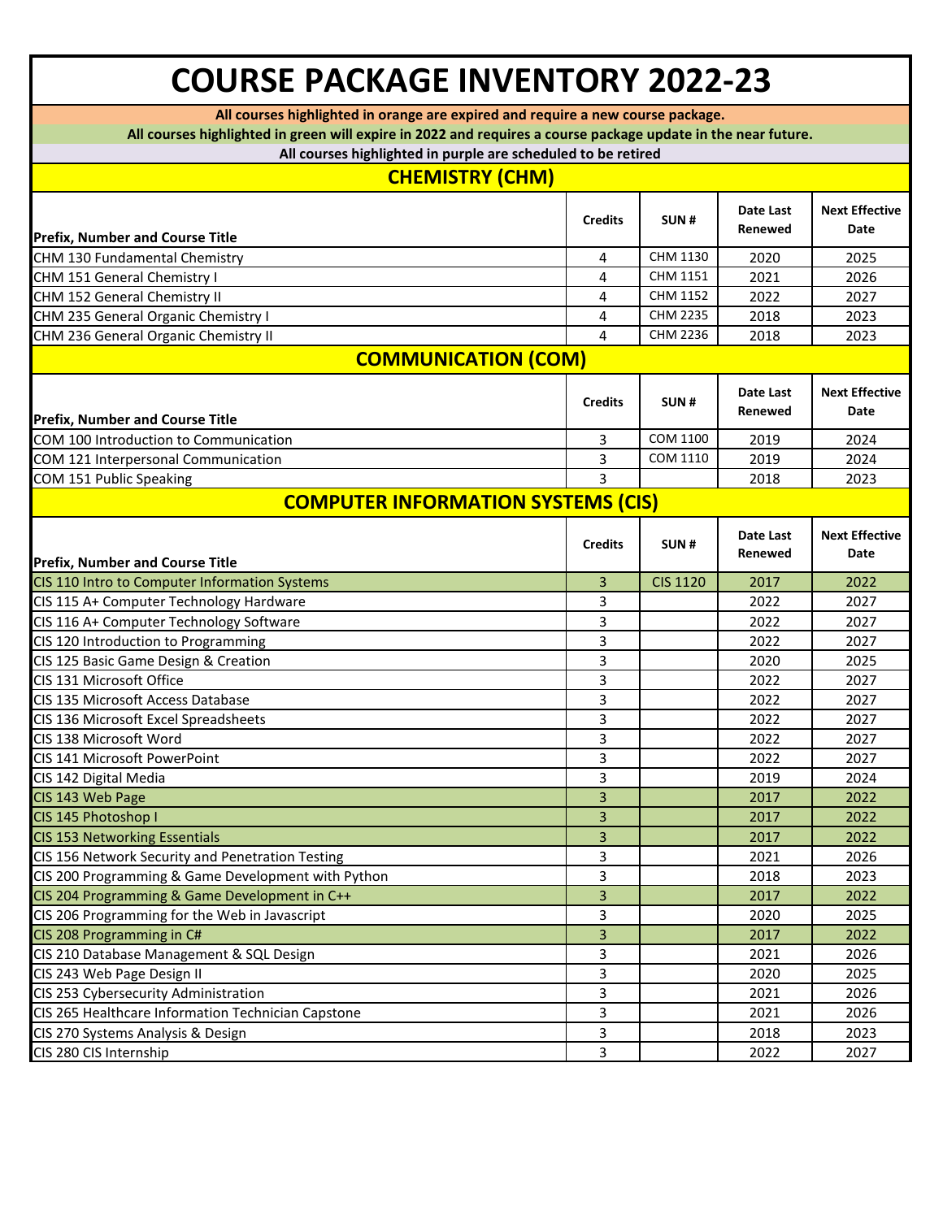# COURSE PACKAGE INVENTORY 2022-23

**All courses highlighted in orange are expired and require a new course package.**

**All courses highlighted in green will expire in 2022 and requires a course package update in the near future.**

**All courses highlighted in purple are scheduled to be retired**

## CHEMISTRY (CHM)

| Prefix, Number and Course Title | Credits | SUN # | Date Last Renewed | Next Effective Date |
|---|---|---|---|---|
| CHM 130 Fundamental Chemistry | 4 | CHM 1130 | 2020 | 2025 |
| CHM 151 General Chemistry I | 4 | CHM 1151 | 2021 | 2026 |
| CHM 152 General Chemistry II | 4 | CHM 1152 | 2022 | 2027 |
| CHM 235 General Organic Chemistry I | 4 | CHM 2235 | 2018 | 2023 |
| CHM 236 General Organic Chemistry II | 4 | CHM 2236 | 2018 | 2023 |

## COMMUNICATION (COM)

| Prefix, Number and Course Title | Credits | SUN # | Date Last Renewed | Next Effective Date |
|---|---|---|---|---|
| COM 100 Introduction to Communication | 3 | COM 1100 | 2019 | 2024 |
| COM 121 Interpersonal Communication | 3 | COM 1110 | 2019 | 2024 |
| COM 151 Public Speaking | 3 | | 2018 | 2023 |

## COMPUTER INFORMATION SYSTEMS (CIS)

| Prefix, Number and Course Title | Credits | SUN # | Date Last Renewed | Next Effective Date |
|---|---|---|---|---|
| CIS 110 Intro to Computer Information Systems | 3 | CIS 1120 | 2017 | 2022 |
| CIS 115 A+ Computer Technology Hardware | 3 | | 2022 | 2027 |
| CIS 116 A+ Computer Technology Software | 3 | | 2022 | 2027 |
| CIS 120 Introduction to Programming | 3 | | 2022 | 2027 |
| CIS 125 Basic Game Design & Creation | 3 | | 2020 | 2025 |
| CIS 131 Microsoft Office | 3 | | 2022 | 2027 |
| CIS 135 Microsoft Access Database | 3 | | 2022 | 2027 |
| CIS 136 Microsoft Excel Spreadsheets | 3 | | 2022 | 2027 |
| CIS 138 Microsoft Word | 3 | | 2022 | 2027 |
| CIS 141 Microsoft PowerPoint | 3 | | 2022 | 2027 |
| CIS 142 Digital Media | 3 | | 2019 | 2024 |
| CIS 143 Web Page | 3 | | 2017 | 2022 |
| CIS 145 Photoshop I | 3 | | 2017 | 2022 |
| CIS 153 Networking Essentials | 3 | | 2017 | 2022 |
| CIS 156 Network Security and Penetration Testing | 3 | | 2021 | 2026 |
| CIS 200 Programming & Game Development with Python | 3 | | 2018 | 2023 |
| CIS 204 Programming & Game Development in C++ | 3 | | 2017 | 2022 |
| CIS 206 Programming for the Web in Javascript | 3 | | 2020 | 2025 |
| CIS 208 Programming in C# | 3 | | 2017 | 2022 |
| CIS 210 Database Management & SQL Design | 3 | | 2021 | 2026 |
| CIS 243 Web Page Design II | 3 | | 2020 | 2025 |
| CIS 253 Cybersecurity Administration | 3 | | 2021 | 2026 |
| CIS 265 Healthcare Information Technician Capstone | 3 | | 2021 | 2026 |
| CIS 270 Systems Analysis & Design | 3 | | 2018 | 2023 |
| CIS 280 CIS Internship | 3 | | 2022 | 2027 |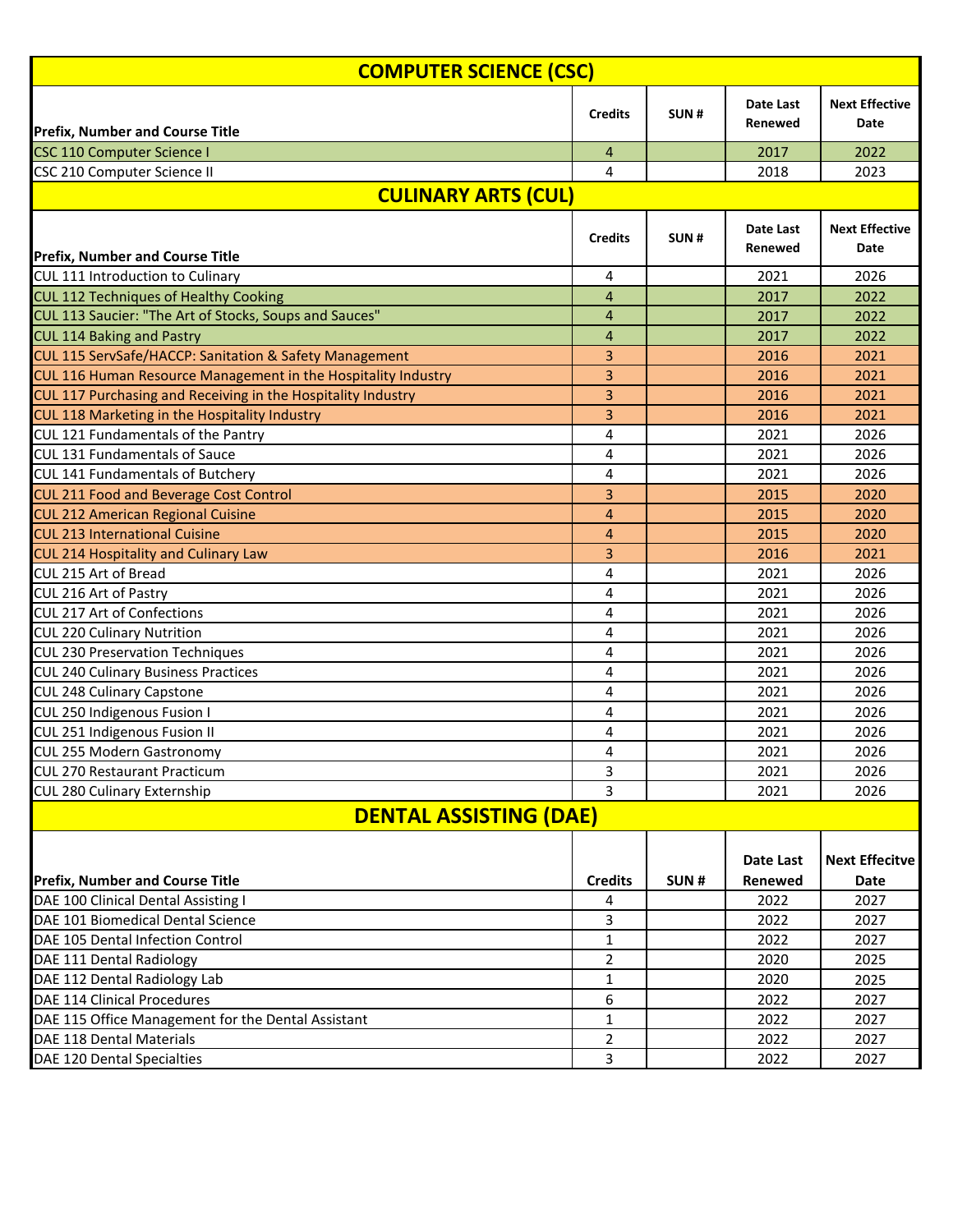## COMPUTER SCIENCE (CSC)

| Prefix, Number and Course Title | Credits | SUN # | Date Last Renewed | Next Effective Date |
|---|---|---|---|---|
| CSC 110 Computer Science I | 4 | | 2017 | 2022 |
| CSC 210 Computer Science II | 4 | | 2018 | 2023 |

## CULINARY ARTS (CUL)

| Prefix, Number and Course Title | Credits | SUN # | Date Last Renewed | Next Effective Date |
|---|---|---|---|---|
| CUL 111 Introduction to Culinary | 4 | | 2021 | 2026 |
| CUL 112 Techniques of Healthy Cooking | 4 | | 2017 | 2022 |
| CUL 113 Saucier: "The Art of Stocks, Soups and Sauces" | 4 | | 2017 | 2022 |
| CUL 114 Baking and Pastry | 4 | | 2017 | 2022 |
| CUL 115 ServSafe/HACCP: Sanitation & Safety Management | 3 | | 2016 | 2021 |
| CUL 116 Human Resource Management in the Hospitality Industry | 3 | | 2016 | 2021 |
| CUL 117 Purchasing and Receiving in the Hospitality Industry | 3 | | 2016 | 2021 |
| CUL 118 Marketing in the Hospitality Industry | 3 | | 2016 | 2021 |
| CUL 121 Fundamentals of the Pantry | 4 | | 2021 | 2026 |
| CUL 131 Fundamentals of Sauce | 4 | | 2021 | 2026 |
| CUL 141 Fundamentals of Butchery | 4 | | 2021 | 2026 |
| CUL 211 Food and Beverage Cost Control | 3 | | 2015 | 2020 |
| CUL 212 American Regional Cuisine | 4 | | 2015 | 2020 |
| CUL 213 International Cuisine | 4 | | 2015 | 2020 |
| CUL 214 Hospitality and Culinary Law | 3 | | 2016 | 2021 |
| CUL 215 Art of Bread | 4 | | 2021 | 2026 |
| CUL 216 Art of Pastry | 4 | | 2021 | 2026 |
| CUL 217 Art of Confections | 4 | | 2021 | 2026 |
| CUL 220 Culinary Nutrition | 4 | | 2021 | 2026 |
| CUL 230 Preservation Techniques | 4 | | 2021 | 2026 |
| CUL 240 Culinary Business Practices | 4 | | 2021 | 2026 |
| CUL 248 Culinary Capstone | 4 | | 2021 | 2026 |
| CUL 250 Indigenous Fusion I | 4 | | 2021 | 2026 |
| CUL 251 Indigenous Fusion II | 4 | | 2021 | 2026 |
| CUL 255 Modern Gastronomy | 4 | | 2021 | 2026 |
| CUL 270 Restaurant Practicum | 3 | | 2021 | 2026 |
| CUL 280 Culinary Externship | 3 | | 2021 | 2026 |

## DENTAL ASSISTING (DAE)

| Prefix, Number and Course Title | Credits | SUN # | Date Last Renewed | Next Effecitve Date |
|---|---|---|---|---|
| DAE 100 Clinical Dental Assisting I | 4 | | 2022 | 2027 |
| DAE 101 Biomedical Dental Science | 3 | | 2022 | 2027 |
| DAE 105 Dental Infection Control | 1 | | 2022 | 2027 |
| DAE 111 Dental Radiology | 2 | | 2020 | 2025 |
| DAE 112 Dental Radiology Lab | 1 | | 2020 | 2025 |
| DAE 114 Clinical Procedures | 6 | | 2022 | 2027 |
| DAE 115 Office Management for the Dental Assistant | 1 | | 2022 | 2027 |
| DAE 118 Dental Materials | 2 | | 2022 | 2027 |
| DAE 120 Dental Specialties | 3 | | 2022 | 2027 |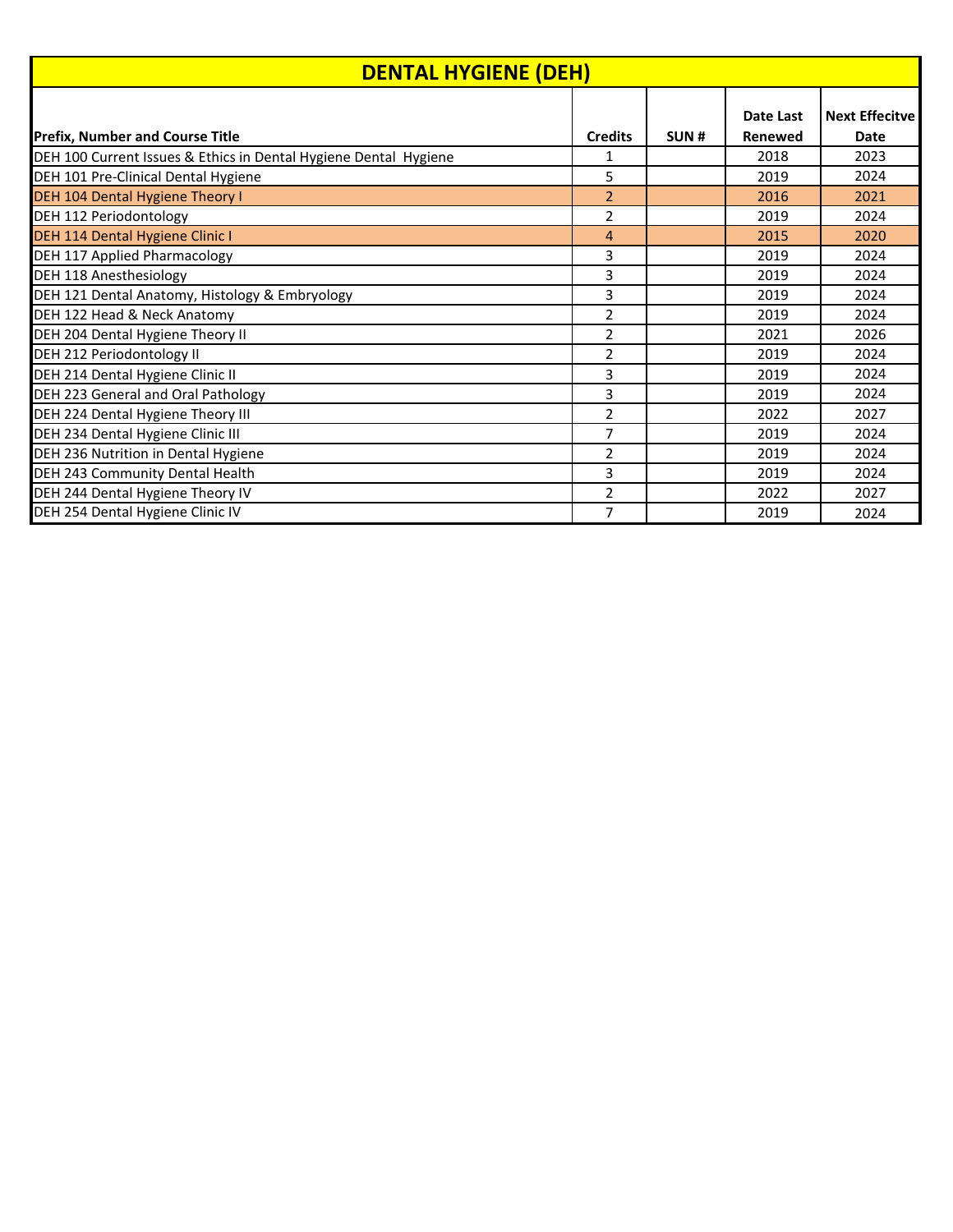# DENTAL HYGIENE (DEH)

| Prefix, Number and Course Title | Credits | SUN # | Date Last Renewed | Next Effecitve Date |
|---|---|---|---|---|
| DEH 100 Current Issues & Ethics in Dental Hygiene Dental Hygiene | 1 | | 2018 | 2023 |
| DEH 101 Pre-Clinical Dental Hygiene | 5 | | 2019 | 2024 |
| DEH 104 Dental Hygiene Theory I | 2 | | 2016 | 2021 |
| DEH 112 Periodontology | 2 | | 2019 | 2024 |
| DEH 114 Dental Hygiene Clinic I | 4 | | 2015 | 2020 |
| DEH 117 Applied Pharmacology | 3 | | 2019 | 2024 |
| DEH 118 Anesthesiology | 3 | | 2019 | 2024 |
| DEH 121 Dental Anatomy, Histology & Embryology | 3 | | 2019 | 2024 |
| DEH 122 Head & Neck Anatomy | 2 | | 2019 | 2024 |
| DEH 204 Dental Hygiene Theory II | 2 | | 2021 | 2026 |
| DEH 212 Periodontology II | 2 | | 2019 | 2024 |
| DEH 214 Dental Hygiene Clinic II | 3 | | 2019 | 2024 |
| DEH 223 General and Oral Pathology | 3 | | 2019 | 2024 |
| DEH 224 Dental Hygiene Theory III | 2 | | 2022 | 2027 |
| DEH 234 Dental Hygiene Clinic III | 7 | | 2019 | 2024 |
| DEH 236 Nutrition in Dental Hygiene | 2 | | 2019 | 2024 |
| DEH 243 Community Dental Health | 3 | | 2019 | 2024 |
| DEH 244 Dental Hygiene Theory IV | 2 | | 2022 | 2027 |
| DEH 254 Dental Hygiene Clinic IV | 7 | | 2019 | 2024 |